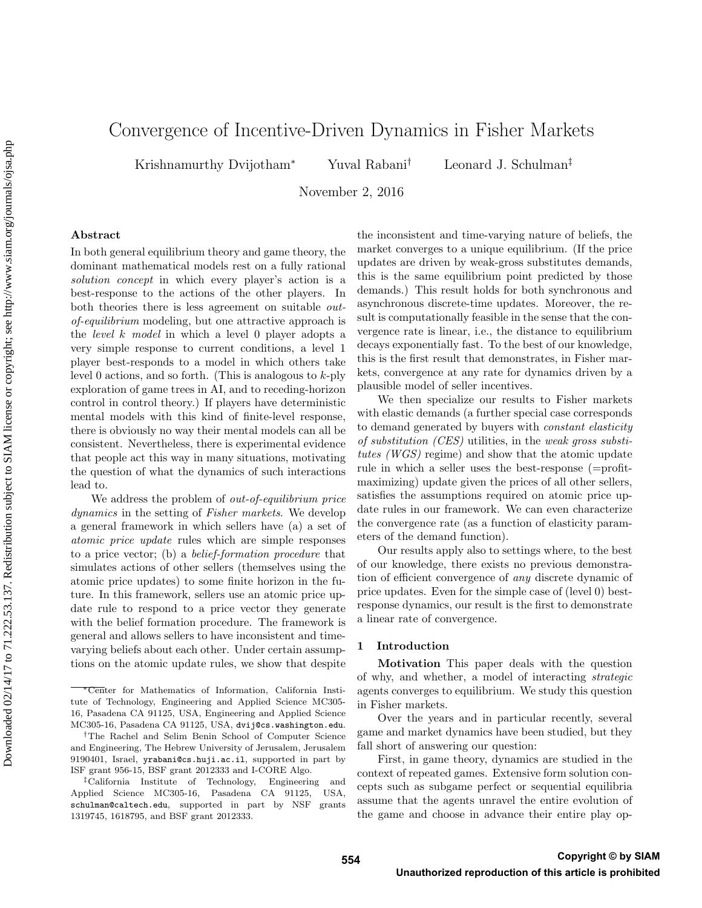# Convergence of Incentive-Driven Dynamics in Fisher Markets

Krishnamurthy Dvijotham[*] Yuval Rabani[†] Leonard J. Schulman[‡]

November 2, 2016

## Abstract

In both general equilibrium theory and game theory, the dominant mathematical models rest on a fully rational *solution concept* in which every player's action is a best-response to the actions of the other players. In both theories there is less agreement on suitable *out-of-equilibrium* modeling, but one attractive approach is the *level k model* in which a level 0 player adopts a very simple response to current conditions, a level 1 player best-responds to a model in which others take level 0 actions, and so forth. (This is analogous to $k$-ply exploration of game trees in AI, and to receding-horizon control in control theory.) If players have deterministic mental models with this kind of finite-level response, there is obviously no way their mental models can all be consistent. Nevertheless, there is experimental evidence that people act this way in many situations, motivating the question of what the dynamics of such interactions lead to.

We address the problem of *out-of-equilibrium price dynamics* in the setting of *Fisher markets*. We develop a general framework in which sellers have (a) a set of *atomic price update* rules which are simple responses to a price vector; (b) a *belief-formation procedure* that simulates actions of other sellers (themselves using the atomic price updates) to some finite horizon in the future. In this framework, sellers use an atomic price update rule to respond to a price vector they generate with the belief formation procedure. The framework is general and allows sellers to have inconsistent and time-varying beliefs about each other. Under certain assumptions on the atomic update rules, we show that despite the inconsistent and time-varying nature of beliefs, the market converges to a unique equilibrium. (If the price updates are driven by weak-gross substitutes demands, this is the same equilibrium point predicted by those demands.) This result holds for both synchronous and asynchronous discrete-time updates. Moreover, the result is computationally feasible in the sense that the convergence rate is linear, i.e., the distance to equilibrium decays exponentially fast. To the best of our knowledge, this is the first result that demonstrates, in Fisher markets, convergence at any rate for dynamics driven by a plausible model of seller incentives.

We then specialize our results to Fisher markets with elastic demands (a further special case corresponds to demand generated by buyers with *constant elasticity of substitution (CES)* utilities, in the *weak gross substitutes (WGS)* regime) and show that the atomic update rule in which a seller uses the best-response (=profit-maximizing) update given the prices of all other sellers, satisfies the assumptions required on atomic price update rules in our framework. We can even characterize the convergence rate (as a function of elasticity parameters of the demand function).

Our results apply also to settings where, to the best of our knowledge, there exists no previous demonstration of efficient convergence of *any* discrete dynamic of price updates. Even for the simple case of (level 0) best-response dynamics, our result is the first to demonstrate a linear rate of convergence.

## 1 Introduction

**Motivation** This paper deals with the question of why, and whether, a model of interacting *strategic* agents converges to equilibrium. We study this question in Fisher markets.

Over the years and in particular recently, several game and market dynamics have been studied, but they fall short of answering our question:

First, in game theory, dynamics are studied in the context of repeated games. Extensive form solution concepts such as subgame perfect or sequential equilibria assume that the agents unravel the entire evolution of the game and choose in advance their entire play op-

---

[*] Center for Mathematics of Information, California Institute of Technology, Engineering and Applied Science MC305-16, Pasadena CA 91125, USA, Engineering and Applied Science MC305-16, Pasadena CA 91125, USA, dvij@cs.washington.edu.

[†] The Rachel and Selim Benin School of Computer Science and Engineering, The Hebrew University of Jerusalem, Jerusalem 9190401, Israel, yrabani@cs.huji.ac.il, supported in part by ISF grant 956-15, BSF grant 2012333 and I-CORE Algo.

[‡] California Institute of Technology, Engineering and Applied Science MC305-16, Pasadena CA 91125, USA, schulman@caltech.edu, supported in part by NSF grants 1319745, 1618795, and BSF grant 2012333.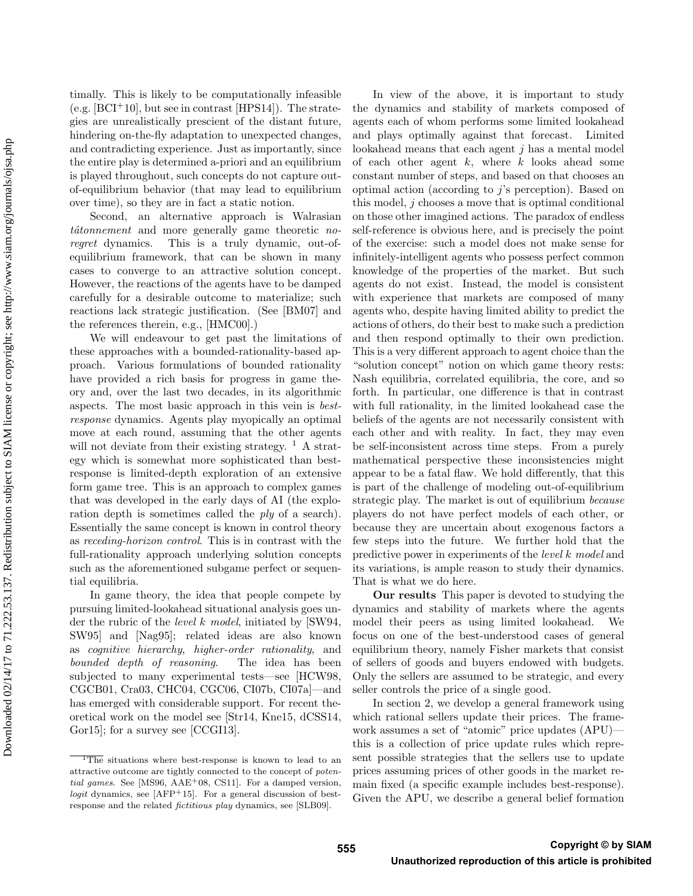timally. This is likely to be computationally infeasible (e.g. [BCI+10], but see in contrast [HPS14]). The strategies are unrealistically prescient of the distant future, hindering on-the-fly adaptation to unexpected changes, and contradicting experience. Just as importantly, since the entire play is determined a-priori and an equilibrium is played throughout, such concepts do not capture out-of-equilibrium behavior (that may lead to equilibrium over time), so they are in fact a static notion.

Second, an alternative approach is Walrasian *tâtonnement* and more generally game theoretic *no-regret* dynamics. This is a truly dynamic, out-of-equilibrium framework, that can be shown in many cases to converge to an attractive solution concept. However, the reactions of the agents have to be damped carefully for a desirable outcome to materialize; such reactions lack strategic justification. (See [BM07] and the references therein, e.g., [HMC00].)

We will endeavour to get past the limitations of these approaches with a bounded-rationality-based approach. Various formulations of bounded rationality have provided a rich basis for progress in game theory and, over the last two decades, in its algorithmic aspects. The most basic approach in this vein is *best-response* dynamics. Agents play myopically an optimal move at each round, assuming that the other agents will not deviate from their existing strategy. [1] A strategy which is somewhat more sophisticated than best-response is limited-depth exploration of an extensive form game tree. This is an approach to complex games that was developed in the early days of AI (the exploration depth is sometimes called the *ply* of a search). Essentially the same concept is known in control theory as *receding-horizon control*. This is in contrast with the full-rationality approach underlying solution concepts such as the aforementioned subgame perfect or sequential equilibria.

In game theory, the idea that people compete by pursuing limited-lookahead situational analysis goes under the rubric of the *level k model*, initiated by [SW94, SW95] and [Nag95]; related ideas are also known as *cognitive hierarchy*, *higher-order rationality*, and *bounded depth of reasoning*. The idea has been subjected to many experimental tests—see [HCW98, CGCB01, Cra03, CHC04, CGC06, CI07b, CI07a]—and has emerged with considerable support. For recent theoretical work on the model see [Str14, Kne15, dCSS14, Gor15]; for a survey see [CCGI13].

In view of the above, it is important to study the dynamics and stability of markets composed of agents each of whom performs some limited lookahead and plays optimally against that forecast. Limited lookahead means that each agent $j$ has a mental model of each other agent $k$, where $k$ looks ahead some constant number of steps, and based on that chooses an optimal action (according to $j$'s perception). Based on this model, $j$ chooses a move that is optimal conditional on those other imagined actions. The paradox of endless self-reference is obvious here, and is precisely the point of the exercise: such a model does not make sense for infinitely-intelligent agents who possess perfect common knowledge of the properties of the market. But such agents do not exist. Instead, the model is consistent with experience that markets are composed of many agents who, despite having limited ability to predict the actions of others, do their best to make such a prediction and then respond optimally to their own prediction. This is a very different approach to agent choice than the "solution concept" notion on which game theory rests: Nash equilibria, correlated equilibria, the core, and so forth. In particular, one difference is that in contrast with full rationality, in the limited lookahead case the beliefs of the agents are not necessarily consistent with each other and with reality. In fact, they may even be self-inconsistent across time steps. From a purely mathematical perspective these inconsistencies might appear to be a fatal flaw. We hold differently, that this is part of the challenge of modeling out-of-equilibrium strategic play. The market is out of equilibrium *because* players do not have perfect models of each other, or because they are uncertain about exogenous factors a few steps into the future. We further hold that the predictive power in experiments of the *level k model* and its variations, is ample reason to study their dynamics. That is what we do here.

**Our results** This paper is devoted to studying the dynamics and stability of markets where the agents model their peers as using limited lookahead. We focus on one of the best-understood cases of general equilibrium theory, namely Fisher markets that consist of sellers of goods and buyers endowed with budgets. Only the sellers are assumed to be strategic, and every seller controls the price of a single good.

In section 2, we develop a general framework using which rational sellers update their prices. The framework assumes a set of "atomic" price updates (APU)—this is a collection of price update rules which represent possible strategies that the sellers use to update prices assuming prices of other goods in the market remain fixed (a specific example includes best-response). Given the APU, we describe a general belief formation

[1] The situations where best-response is known to lead to an attractive outcome are tightly connected to the concept of *potential games*. See [MS96, AAE+08, CS11]. For a damped version, *logit* dynamics, see [AFP+15]. For a general discussion of best-response and the related *fictitious play* dynamics, see [SLB09].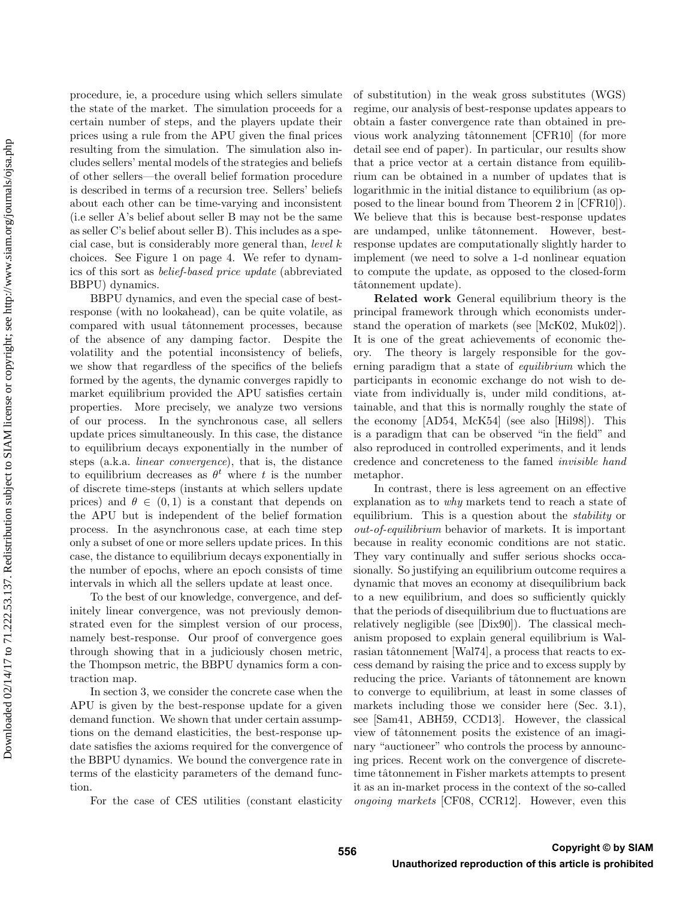procedure, ie, a procedure using which sellers simulate the state of the market. The simulation proceeds for a certain number of steps, and the players update their prices using a rule from the APU given the final prices resulting from the simulation. The simulation also includes sellers' mental models of the strategies and beliefs of other sellers—the overall belief formation procedure is described in terms of a recursion tree. Sellers' beliefs about each other can be time-varying and inconsistent (i.e seller A's belief about seller B may not be the same as seller C's belief about seller B). This includes as a special case, but is considerably more general than, *level k* choices. See Figure 1 on page 4. We refer to dynamics of this sort as *belief-based price update* (abbreviated BBPU) dynamics.

BBPU dynamics, and even the special case of best-response (with no lookahead), can be quite volatile, as compared with usual tâtonnement processes, because of the absence of any damping factor. Despite the volatility and the potential inconsistency of beliefs, we show that regardless of the specifics of the beliefs formed by the agents, the dynamic converges rapidly to market equilibrium provided the APU satisfies certain properties. More precisely, we analyze two versions of our process. In the synchronous case, all sellers update prices simultaneously. In this case, the distance to equilibrium decays exponentially in the number of steps (a.k.a. *linear convergence*), that is, the distance to equilibrium decreases as $\theta^t$ where $t$ is the number of discrete time-steps (instants at which sellers update prices) and $\theta \in (0,1)$ is a constant that depends on the APU but is independent of the belief formation process. In the asynchronous case, at each time step only a subset of one or more sellers update prices. In this case, the distance to equilibrium decays exponentially in the number of epochs, where an epoch consists of time intervals in which all the sellers update at least once.

To the best of our knowledge, convergence, and definitely linear convergence, was not previously demonstrated even for the simplest version of our process, namely best-response. Our proof of convergence goes through showing that in a judiciously chosen metric, the Thompson metric, the BBPU dynamics form a contraction map.

In section 3, we consider the concrete case when the APU is given by the best-response update for a given demand function. We shown that under certain assumptions on the demand elasticities, the best-response update satisfies the axioms required for the convergence of the BBPU dynamics. We bound the convergence rate in terms of the elasticity parameters of the demand function.

For the case of CES utilities (constant elasticity of substitution) in the weak gross substitutes (WGS) regime, our analysis of best-response updates appears to obtain a faster convergence rate than obtained in previous work analyzing tâtonnement [CFR10] (for more detail see end of paper). In particular, our results show that a price vector at a certain distance from equilibrium can be obtained in a number of updates that is logarithmic in the initial distance to equilibrium (as opposed to the linear bound from Theorem 2 in [CFR10]). We believe that this is because best-response updates are undamped, unlike tâtonnement. However, best-response updates are computationally slightly harder to implement (we need to solve a 1-d nonlinear equation to compute the update, as opposed to the closed-form tâtonnement update).

**Related work** General equilibrium theory is the principal framework through which economists understand the operation of markets (see [McK02, Muk02]). It is one of the great achievements of economic theory. The theory is largely responsible for the governing paradigm that a state of *equilibrium* which the participants in economic exchange do not wish to deviate from individually is, under mild conditions, attainable, and that this is normally roughly the state of the economy [AD54, McK54] (see also [Hil98]). This is a paradigm that can be observed "in the field" and also reproduced in controlled experiments, and it lends credence and concreteness to the famed *invisible hand* metaphor.

In contrast, there is less agreement on an effective explanation as to *why* markets tend to reach a state of equilibrium. This is a question about the *stability* or *out-of-equilibrium* behavior of markets. It is important because in reality economic conditions are not static. They vary continually and suffer serious shocks occasionally. So justifying an equilibrium outcome requires a dynamic that moves an economy at disequilibrium back to a new equilibrium, and does so sufficiently quickly that the periods of disequilibrium due to fluctuations are relatively negligible (see [Dix90]). The classical mechanism proposed to explain general equilibrium is Walrasian tâtonnement [Wal74], a process that reacts to excess demand by raising the price and to excess supply by reducing the price. Variants of tâtonnement are known to converge to equilibrium, at least in some classes of markets including those we consider here (Sec. 3.1), see [Sam41, ABH59, CCD13]. However, the classical view of tâtonnement posits the existence of an imaginary "auctioneer" who controls the process by announcing prices. Recent work on the convergence of discrete-time tâtonnement in Fisher markets attempts to present it as an in-market process in the context of the so-called *ongoing markets* [CF08, CCR12]. However, even this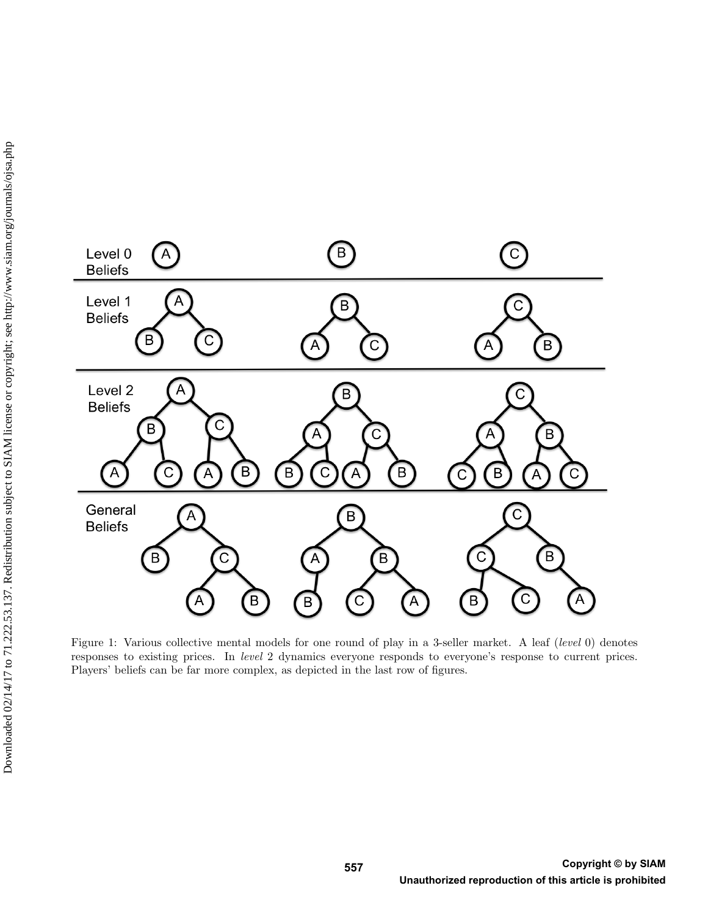Figure 1: Various collective mental models for one round of play in a 3-seller market. A leaf (*level* 0) denotes responses to existing prices. In *level* 2 dynamics everyone responds to everyone's response to current prices. Players' beliefs can be far more complex, as depicted in the last row of figures.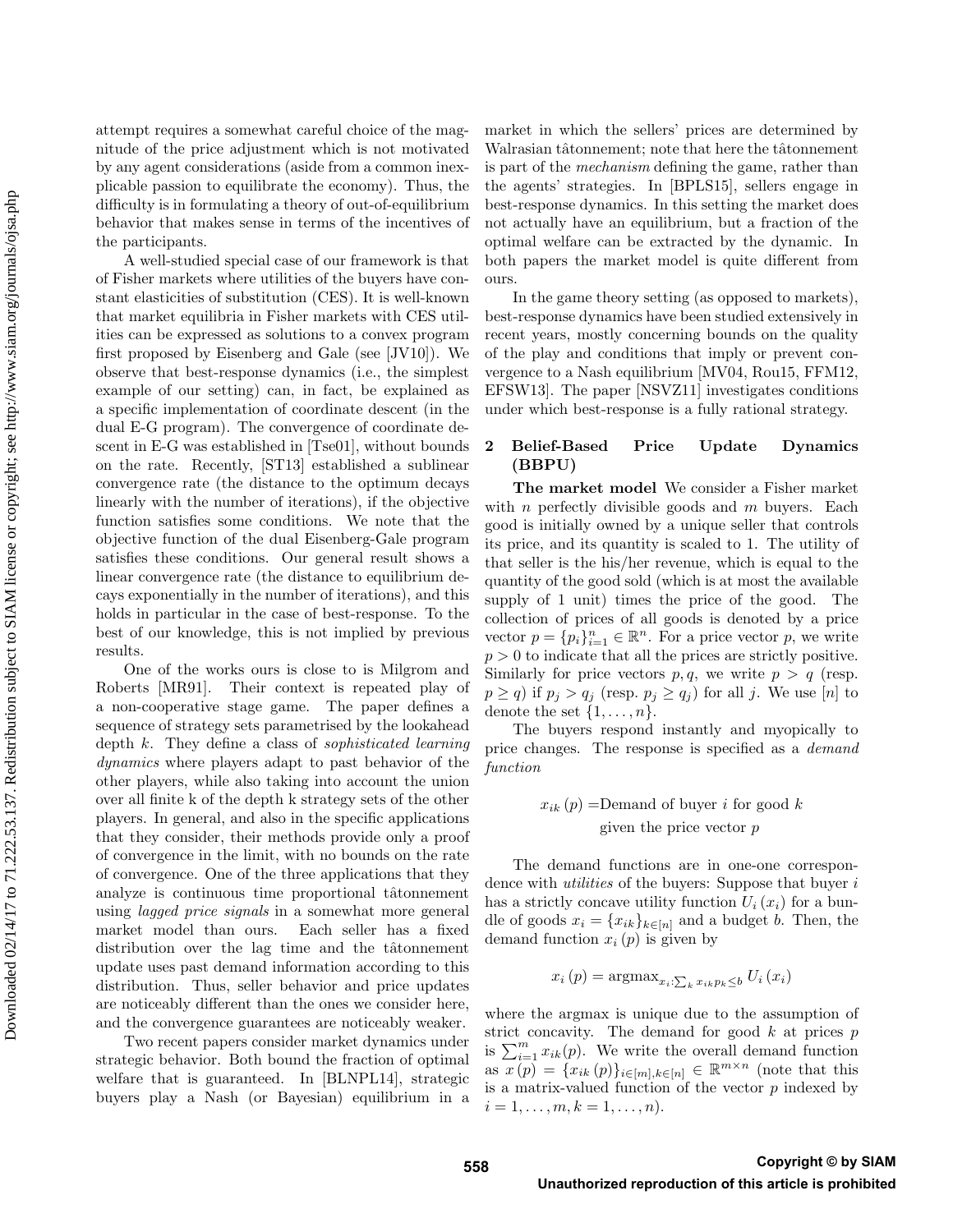attempt requires a somewhat careful choice of the magnitude of the price adjustment which is not motivated by any agent considerations (aside from a common inexplicable passion to equilibrate the economy). Thus, the difficulty is in formulating a theory of out-of-equilibrium behavior that makes sense in terms of the incentives of the participants.

A well-studied special case of our framework is that of Fisher markets where utilities of the buyers have constant elasticities of substitution (CES). It is well-known that market equilibria in Fisher markets with CES utilities can be expressed as solutions to a convex program first proposed by Eisenberg and Gale (see [JV10]). We observe that best-response dynamics (i.e., the simplest example of our setting) can, in fact, be explained as a specific implementation of coordinate descent (in the dual E-G program). The convergence of coordinate descent in E-G was established in [Tse01], without bounds on the rate. Recently, [ST13] established a sublinear convergence rate (the distance to the optimum decays linearly with the number of iterations), if the objective function satisfies some conditions. We note that the objective function of the dual Eisenberg-Gale program satisfies these conditions. Our general result shows a linear convergence rate (the distance to equilibrium decays exponentially in the number of iterations), and this holds in particular in the case of best-response. To the best of our knowledge, this is not implied by previous results.

One of the works ours is close to is Milgrom and Roberts [MR91]. Their context is repeated play of a non-cooperative stage game. The paper defines a sequence of strategy sets parametrised by the lookahead depth $k$. They define a class of *sophisticated learning dynamics* where players adapt to past behavior of the other players, while also taking into account the union over all finite k of the depth k strategy sets of the other players. In general, and also in the specific applications that they consider, their methods provide only a proof of convergence in the limit, with no bounds on the rate of convergence. One of the three applications that they analyze is continuous time proportional tâtonnement using *lagged price signals* in a somewhat more general market model than ours. Each seller has a fixed distribution over the lag time and the tâtonnement update uses past demand information according to this distribution. Thus, seller behavior and price updates are noticeably different than the ones we consider here, and the convergence guarantees are noticeably weaker.

Two recent papers consider market dynamics under strategic behavior. Both bound the fraction of optimal welfare that is guaranteed. In [BLNPL14], strategic buyers play a Nash (or Bayesian) equilibrium in a market in which the sellers' prices are determined by Walrasian tâtonnement; note that here the tâtonnement is part of the *mechanism* defining the game, rather than the agents' strategies. In [BPLS15], sellers engage in best-response dynamics. In this setting the market does not actually have an equilibrium, but a fraction of the optimal welfare can be extracted by the dynamic. In both papers the market model is quite different from ours.

In the game theory setting (as opposed to markets), best-response dynamics have been studied extensively in recent years, mostly concerning bounds on the quality of the play and conditions that imply or prevent convergence to a Nash equilibrium [MV04, Rou15, FFM12, EFSW13]. The paper [NSVZ11] investigates conditions under which best-response is a fully rational strategy.

## 2 Belief-Based Price Update Dynamics (BBPU)

**The market model** We consider a Fisher market with $n$ perfectly divisible goods and $m$ buyers. Each good is initially owned by a unique seller that controls its price, and its quantity is scaled to 1. The utility of that seller is the his/her revenue, which is equal to the quantity of the good sold (which is at most the available supply of 1 unit) times the price of the good. The collection of prices of all goods is denoted by a price vector $p = \{p_i\}_{i=1}^n \in \mathbb{R}^n$. For a price vector $p$, we write $p > 0$ to indicate that all the prices are strictly positive. Similarly for price vectors $p, q$, we write $p > q$ (resp. $p \geq q$) if $p_j > q_j$ (resp. $p_j \geq q_j$) for all $j$. We use $[n]$ to denote the set $\{1, \ldots, n\}$.

The buyers respond instantly and myopically to price changes. The response is specified as a *demand function*

$$x_{ik}(p) = \text{Demand of buyer } i \text{ for good } k \text{ given the price vector } p$$

The demand functions are in one-one correspondence with *utilities* of the buyers: Suppose that buyer $i$ has a strictly concave utility function $U_i(x_i)$ for a bundle of goods $x_i = \{x_{ik}\}_{k \in [n]}$ and a budget $b$. Then, the demand function $x_i(p)$ is given by

$$x_i(p) = \operatorname{argmax}_{x_i : \sum_k x_{ik} p_k \leq b} U_i(x_i)$$

where the argmax is unique due to the assumption of strict concavity. The demand for good $k$ at prices $p$ is $\sum_{i=1}^m x_{ik}(p)$. We write the overall demand function as $x(p) = \{x_{ik}(p)\}_{i \in [m], k \in [n]} \in \mathbb{R}^{m \times n}$ (note that this is a matrix-valued function of the vector $p$ indexed by $i = 1, \ldots, m, k = 1, \ldots, n$).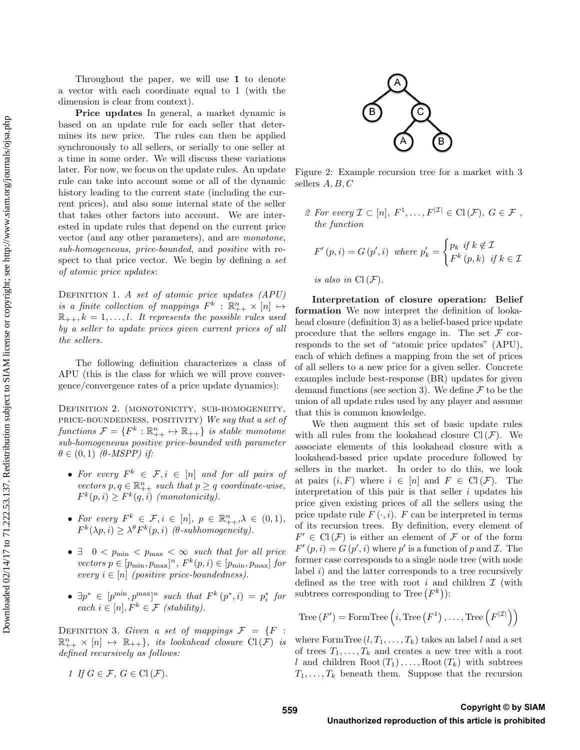Throughout the paper, we will use $\mathbf{1}$ to denote a vector with each coordinate equal to 1 (with the dimension is clear from context).

**Price updates** In general, a market dynamic is based on an update rule for each seller that determines its new price. The rules can then be applied synchronously to all sellers, or serially to one seller at a time in some order. We will discuss these variations later. For now, we focus on the update rules. An update rule can take into account some or all of the dynamic history leading to the current state (including the current prices), and also some internal state of the seller that takes other factors into account. We are interested in update rules that depend on the current price vector (and any other parameters), and are *monotone*, *sub-homogeneous*, *price-bounded*, and *positive* with respect to that price vector. We begin by defining a *set of atomic price updates*:

Definition 1. *A set of atomic price updates (APU) is a finite collection of mappings $F^k : \mathbb{R}^n_{++} \times [n] \mapsto \mathbb{R}_{++}, k = 1, \ldots, l$. It represents the possible rules used by a seller to update prices given current prices of all the sellers.*

The following definition characterizes a class of APU (this is the class for which we will prove convergence/convergence rates of a price update dynamics):

Definition 2. (monotonicity, sub-homogeneity, price-boundedness, positivity) *We say that a set of functions $\mathcal{F} = \{F^k : \mathbb{R}^n_{++} \mapsto \mathbb{R}_{++}\}$ is stable monotone sub-homogeneous positive price-bounded with parameter $\theta \in (0, 1)$ ($\theta$-MSPP) if:*

- *For every $F^k \in \mathcal{F}, i \in [n]$ and for all pairs of vectors $p, q \in \mathbb{R}^n_{++}$ such that $p \geq q$ coordinate-wise, $F^k(p, i) \geq F^k(q, i)$ (monotonicity).*
- *For every $F^k \in \mathcal{F}, i \in [n]$, $p \in \mathbb{R}^n_{++}, \lambda \in (0, 1)$, $F^k(\lambda p, i) \geq \lambda^\theta F^k(p, i)$ ($\theta$-subhomogeneity).*
- *$\exists \ 0 < p_{\min} < p_{\max} < \infty$ such that for all price vectors $p \in [p_{\min}, p_{\max}]^n$, $F^k(p, i) \in [p_{\min}, p_{\max}]$ for every $i \in [n]$ (positive price-boundedness).*
- *$\exists p^* \in [p^{\min}, p^{\max}]^n$ such that $F^k(p^*, i) = p^*_i$ for each $i \in [n], F^k \in \mathcal{F}$ (stability).*

Definition 3. *Given a set of mappings $\mathcal{F} = \{F : \mathbb{R}^n_{++} \times [n] \mapsto \mathbb{R}_{++}\}$, its lookahead closure $\mathrm{Cl}(\mathcal{F})$ is defined recursively as follows:*

1. *If $G \in \mathcal{F}$, $G \in \mathrm{Cl}(\mathcal{F})$.*
2. *For every $\mathcal{I} \subset [n]$, $F^1, \ldots, F^{|\mathcal{I}|} \in \mathrm{Cl}(\mathcal{F})$, $G \in \mathcal{F}$, the function*

$$F'(p, i) = G(p', i) \ \text{ where } p'_k = \begin{cases} p_k & \text{if } k \notin \mathcal{I} \\ F^k(p, k) & \text{if } k \in \mathcal{I} \end{cases}$$

*is also in $\mathrm{Cl}(\mathcal{F})$.*

Figure 2: Example recursion tree for a market with 3 sellers $A, B, C$

**Interpretation of closure operation: Belief formation** We now interpret the definition of lookahead closure (definition 3) as a belief-based price update procedure that the sellers engage in. The set $\mathcal{F}$ corresponds to the set of "atomic price updates" (APU), each of which defines a mapping from the set of prices of all sellers to a new price for a given seller. Concrete examples include best-response (BR) updates for given demand functions (see section 3). We define $\mathcal{F}$ to be the union of all update rules used by any player and assume that this is common knowledge.

We then augment this set of basic update rules with all rules from the lookahead closure $\mathrm{Cl}(\mathcal{F})$. We associate elements of this lookahead closure with a lookahead-based price update procedure followed by sellers in the market. In order to do this, we look at pairs $(i, F)$ where $i \in [n]$ and $F \in \mathrm{Cl}(\mathcal{F})$. The interpretation of this pair is that seller $i$ updates his price given existing prices of all the sellers using the price update rule $F(\cdot, i)$. $F$ can be interpreted in terms of its recursion trees. By definition, every element of $F' \in \mathrm{Cl}(\mathcal{F})$ is either an element of $\mathcal{F}$ or of the form $F'(p, i) = G(p', i)$ where $p'$ is a function of $p$ and $\mathcal{I}$. The former case corresponds to a single node tree (with node label $i$) and the latter corresponds to a tree recursively defined as the tree with root $i$ and children $\mathcal{I}$ (with subtrees corresponding to $\mathrm{Tree}(F^k)$):

$$\mathrm{Tree}(F') = \mathrm{FormTree}\left(i, \mathrm{Tree}(F^1), \ldots, \mathrm{Tree}\left(F^{|\mathcal{I}|}\right)\right)$$

where $\mathrm{FormTree}(l, T_1, \ldots, T_k)$ takes an label $l$ and a set of trees $T_1, \ldots, T_k$ and creates a new tree with a root $l$ and children $\mathrm{Root}(T_1), \ldots, \mathrm{Root}(T_k)$ with subtrees $T_1, \ldots, T_k$ beneath them. Suppose that the recursion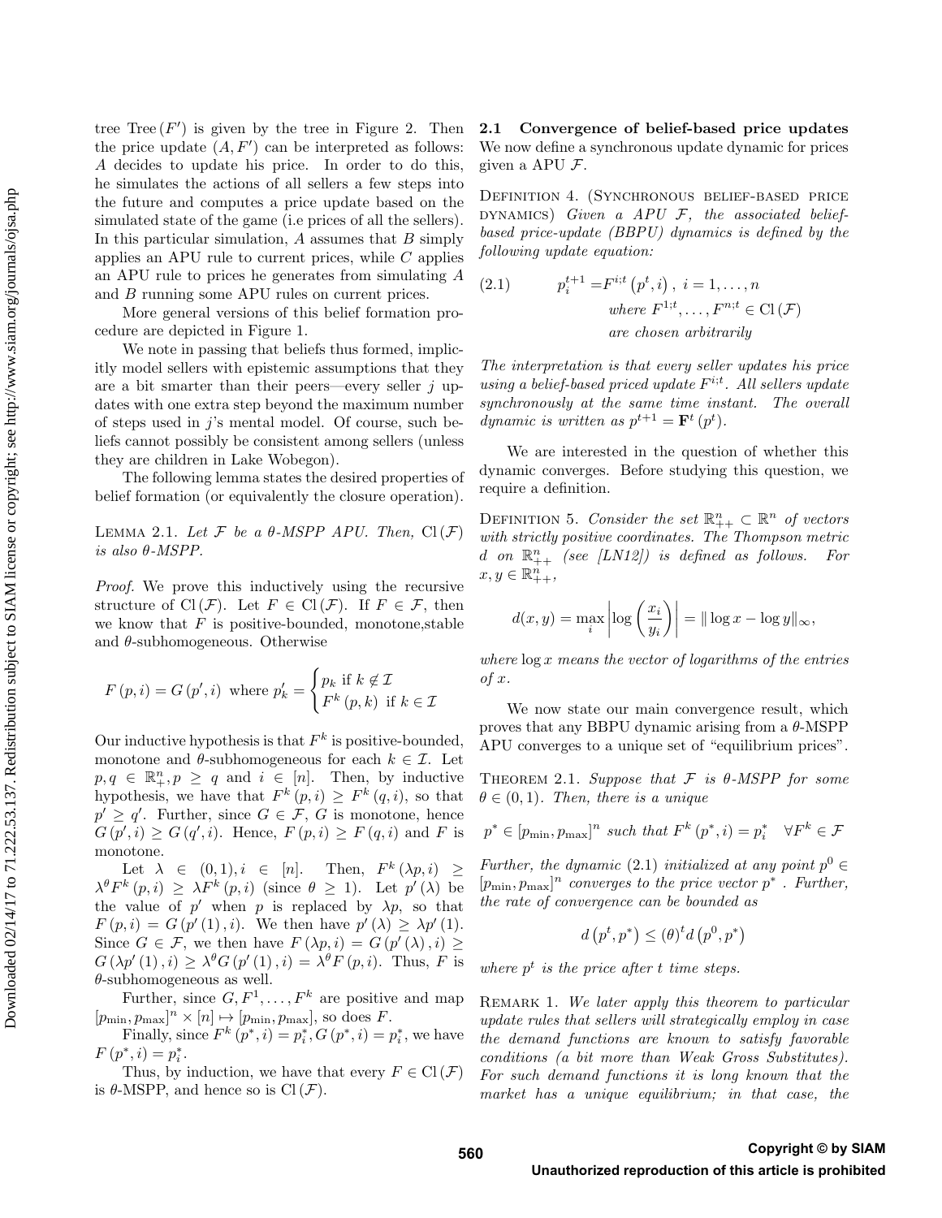tree $\text{Tree}(F')$ is given by the tree in Figure 2. Then the price update $(A, F')$ can be interpreted as follows: $A$ decides to update his price. In order to do this, he simulates the actions of all sellers a few steps into the future and computes a price update based on the simulated state of the game (i.e prices of all the sellers). In this particular simulation, $A$ assumes that $B$ simply applies an APU rule to current prices, while $C$ applies an APU rule to prices he generates from simulating $A$ and $B$ running some APU rules on current prices.

More general versions of this belief formation procedure are depicted in Figure 1.

We note in passing that beliefs thus formed, implicitly model sellers with epistemic assumptions that they are a bit smarter than their peers—every seller $j$ updates with one extra step beyond the maximum number of steps used in $j$'s mental model. Of course, such beliefs cannot possibly be consistent among sellers (unless they are children in Lake Wobegon).

The following lemma states the desired properties of belief formation (or equivalently the closure operation).

Lemma 2.1. *Let $\mathcal{F}$ be a $\theta$-MSPP APU. Then, $\text{Cl}(\mathcal{F})$ is also $\theta$-MSPP.*

*Proof.* We prove this inductively using the recursive structure of $\text{Cl}(\mathcal{F})$. Let $F \in \text{Cl}(\mathcal{F})$. If $F \in \mathcal{F}$, then we know that $F$ is positive-bounded, monotone,stable and $\theta$-subhomogeneous. Otherwise

$$F(p, i) = G(p', i) \text{ where } p'_k = \begin{cases} p_k \text{ if } k \notin \mathcal{I} \\ F^k(p, k) \text{ if } k \in \mathcal{I} \end{cases}$$

Our inductive hypothesis is that $F^k$ is positive-bounded, monotone and $\theta$-subhomogeneous for each $k \in \mathcal{I}$. Let $p, q \in \mathbb{R}^n_+, p \geq q$ and $i \in [n]$. Then, by inductive hypothesis, we have that $F^k(p, i) \geq F^k(q, i)$, so that $p' \geq q'$. Further, since $G \in \mathcal{F}$, $G$ is monotone, hence $G(p', i) \geq G(q', i)$. Hence, $F(p, i) \geq F(q, i)$ and $F$ is monotone.

Let $\lambda \in (0, 1), i \in [n]$. Then, $F^k(\lambda p, i) \geq \lambda^\theta F^k(p, i) \geq \lambda F^k(p, i)$ (since $\theta \geq 1$). Let $p'(\lambda)$ be the value of $p'$ when $p$ is replaced by $\lambda p$, so that $F(p, i) = G(p'(1), i)$. We then have $p'(\lambda) \geq \lambda p'(1)$. Since $G \in \mathcal{F}$, we then have $F(\lambda p, i) = G(p'(\lambda), i) \geq G(\lambda p'(1), i) \geq \lambda^\theta G(p'(1), i) = \lambda^\theta F(p, i)$. Thus, $F$ is $\theta$-subhomogeneous as well.

Further, since $G, F^1, \ldots, F^k$ are positive and map $[p_{\min}, p_{\max}]^n \times [n] \mapsto [p_{\min}, p_{\max}]$, so does $F$.

Finally, since $F^k(p^*, i) = p^*_i, G(p^*, i) = p^*_i$, we have $F(p^*, i) = p^*_i$.

Thus, by induction, we have that every $F \in \text{Cl}(\mathcal{F})$ is $\theta$-MSPP, and hence so is $\text{Cl}(\mathcal{F})$.

## 2.1 Convergence of belief-based price updates

We now define a synchronous update dynamic for prices given a APU $\mathcal{F}$.

Definition 4. (Synchronous belief-based price dynamics) *Given a APU $\mathcal{F}$, the associated belief-based price-update (BBPU) dynamics is defined by the following update equation:*

$$(2.1) \qquad \begin{aligned} p_i^{t+1} = & F^{i;t}(p^t, i), \ i = 1, \ldots, n \\ & \textit{where } F^{1;t}, \ldots, F^{n;t} \in \text{Cl}(\mathcal{F}) \\ & \textit{are chosen arbitrarily} \end{aligned}$$

*The interpretation is that every seller updates his price using a belief-based priced update $F^{i;t}$. All sellers update synchronously at the same time instant. The overall dynamic is written as $p^{t+1} = \mathbf{F}^t(p^t)$.*

We are interested in the question of whether this dynamic converges. Before studying this question, we require a definition.

Definition 5. *Consider the set $\mathbb{R}^n_{++} \subset \mathbb{R}^n$ of vectors with strictly positive coordinates. The Thompson metric $d$ on $\mathbb{R}^n_{++}$ (see [LN12]) is defined as follows. For $x, y \in \mathbb{R}^n_{++}$,*

$$d(x, y) = \max_i \left| \log\left(\frac{x_i}{y_i}\right) \right| = \| \log x - \log y \|_\infty,$$

*where $\log x$ means the vector of logarithms of the entries of $x$.*

We now state our main convergence result, which proves that any BBPU dynamic arising from a $\theta$-MSPP APU converges to a unique set of "equilibrium prices".

Theorem 2.1. *Suppose that $\mathcal{F}$ is $\theta$-MSPP for some $\theta \in (0, 1)$. Then, there is a unique*

$$p^* \in [p_{\min}, p_{\max}]^n \text{ such that } F^k(p^*, i) = p^*_i \quad \forall F^k \in \mathcal{F}$$

*Further, the dynamic (2.1) initialized at any point $p^0 \in [p_{\min}, p_{\max}]^n$ converges to the price vector $p^*$. Further, the rate of convergence can be bounded as*

$$d(p^t, p^*) \leq (\theta)^t d(p^0, p^*)$$

*where $p^t$ is the price after $t$ time steps.*

Remark 1. *We later apply this theorem to particular update rules that sellers will strategically employ in case the demand functions are known to satisfy favorable conditions (a bit more than Weak Gross Substitutes). For such demand functions it is long known that the market has a unique equilibrium; in that case, the*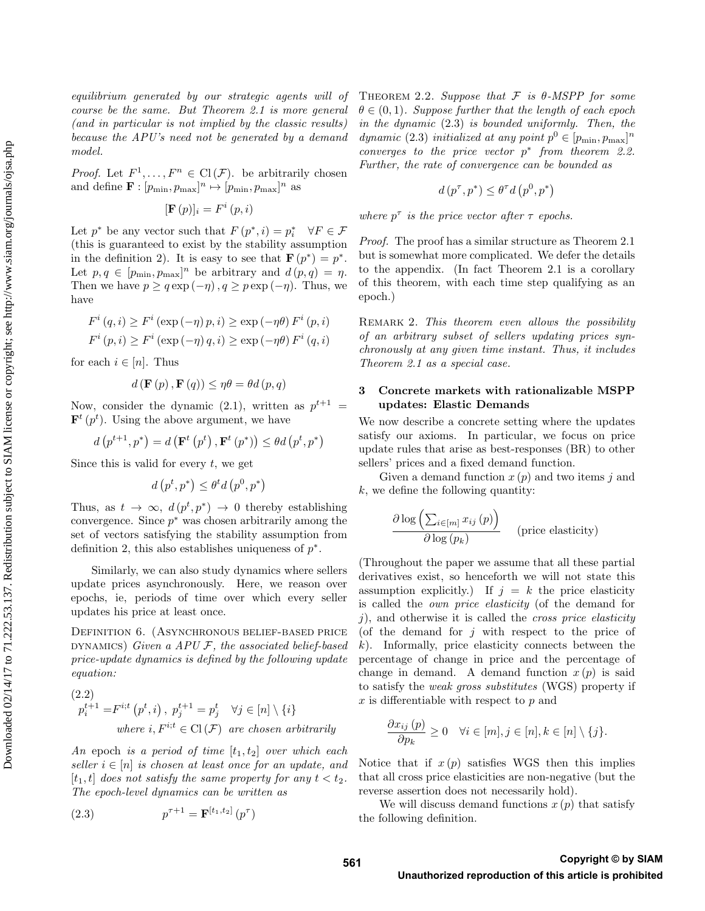*equilibrium generated by our strategic agents will of course be the same. But Theorem 2.1 is more general (and in particular is not implied by the classic results) because the APU's need not be generated by a demand model.*

*Proof.* Let $F^1, \ldots, F^n \in \mathrm{Cl}(\mathcal{F})$. be arbitrarily chosen and define $\mathbf{F} : [p_{\min}, p_{\max}]^n \mapsto [p_{\min}, p_{\max}]^n$ as

$$[\mathbf{F}(p)]_i = F^i(p, i)$$

Let $p^*$ be any vector such that $F(p^*, i) = p_i^* \quad \forall F \in \mathcal{F}$ (this is guaranteed to exist by the stability assumption in the definition 2). It is easy to see that $\mathbf{F}(p^*) = p^*$. Let $p, q \in [p_{\min}, p_{\max}]^n$ be arbitrary and $d(p, q) = \eta$. Then we have $p \geq q \exp(-\eta), q \geq p \exp(-\eta)$. Thus, we have

$$F^i(q, i) \geq F^i(\exp(-\eta) p, i) \geq \exp(-\eta\theta) F^i(p, i)$$
$$F^i(p, i) \geq F^i(\exp(-\eta) q, i) \geq \exp(-\eta\theta) F^i(q, i)$$

for each $i \in [n]$. Thus

$$d(\mathbf{F}(p), \mathbf{F}(q)) \leq \eta\theta = \theta d(p, q)$$

Now, consider the dynamic (2.1), written as $p^{t+1} = \mathbf{F}^t(p^t)$. Using the above argument, we have

$$d(p^{t+1}, p^*) = d(\mathbf{F}^t(p^t), \mathbf{F}^t(p^*)) \leq \theta d(p^t, p^*)$$

Since this is valid for every $t$, we get

$$d(p^t, p^*) \leq \theta^t d(p^0, p^*)$$

Thus, as $t \to \infty$, $d(p^t, p^*) \to 0$ thereby establishing convergence. Since $p^*$ was chosen arbitrarily among the set of vectors satisfying the stability assumption from definition 2, this also establishes uniqueness of $p^*$.

Similarly, we can also study dynamics where sellers update prices asynchronously. Here, we reason over epochs, ie, periods of time over which every seller updates his price at least once.

Definition 6. (Asynchronous belief-based price dynamics) *Given a APU $\mathcal{F}$, the associated belief-based price-update dynamics is defined by the following update equation:*

$$p_i^{t+1} = F^{i;t}(p^t, i), \; p_j^{t+1} = p_j^t \quad \forall j \in [n] \setminus \{i\} \qquad (2.2)$$
$$\text{where } i, F^{i;t} \in \mathrm{Cl}(\mathcal{F}) \text{ are chosen arbitrarily}$$

*An* epoch *is a period of time $[t_1, t_2]$ over which each seller $i \in [n]$ is chosen at least once for an update, and $[t_1, t]$ does not satisfy the same property for any $t < t_2$. The epoch-level dynamics can be written as*

$$p^{\tau+1} = \mathbf{F}^{[t_1, t_2]}(p^\tau) \qquad (2.3)$$

Theorem 2.2. *Suppose that $\mathcal{F}$ is $\theta$-MSPP for some $\theta \in (0, 1)$. Suppose further that the length of each epoch in the dynamic (2.3) is bounded uniformly. Then, the dynamic (2.3) initialized at any point $p^0 \in [p_{\min}, p_{\max}]^n$ converges to the price vector $p^*$ from theorem 2.2. Further, the rate of convergence can be bounded as*

$$d(p^\tau, p^*) \leq \theta^\tau d(p^0, p^*)$$

*where $p^\tau$ is the price vector after $\tau$ epochs.*

*Proof.* The proof has a similar structure as Theorem 2.1 but is somewhat more complicated. We defer the details to the appendix. (In fact Theorem 2.1 is a corollary of this theorem, with each time step qualifying as an epoch.)

Remark 2. *This theorem even allows the possibility of an arbitrary subset of sellers updating prices synchronously at any given time instant. Thus, it includes Theorem 2.1 as a special case.*

## 3 Concrete markets with rationalizable MSPP updates: Elastic Demands

We now describe a concrete setting where the updates satisfy our axioms. In particular, we focus on price update rules that arise as best-responses (BR) to other sellers' prices and a fixed demand function.

Given a demand function $x(p)$ and two items $j$ and $k$, we define the following quantity:

$$\frac{\partial \log\left(\sum_{i \in [m]} x_{ij}(p)\right)}{\partial \log(p_k)} \quad \text{(price elasticity)}$$

(Throughout the paper we assume that all these partial derivatives exist, so henceforth we will not state this assumption explicitly.) If $j = k$ the price elasticity is called the *own price elasticity* (of the demand for $j$), and otherwise it is called the *cross price elasticity* (of the demand for $j$ with respect to the price of $k$). Informally, price elasticity connects between the percentage of change in price and the percentage of change in demand. A demand function $x(p)$ is said to satisfy the *weak gross substitutes* (WGS) property if $x$ is differentiable with respect to $p$ and

$$\frac{\partial x_{ij}(p)}{\partial p_k} \geq 0 \quad \forall i \in [m], j \in [n], k \in [n] \setminus \{j\}.$$

Notice that if $x(p)$ satisfies WGS then this implies that all cross price elasticities are non-negative (but the reverse assertion does not necessarily hold).

We will discuss demand functions $x(p)$ that satisfy the following definition.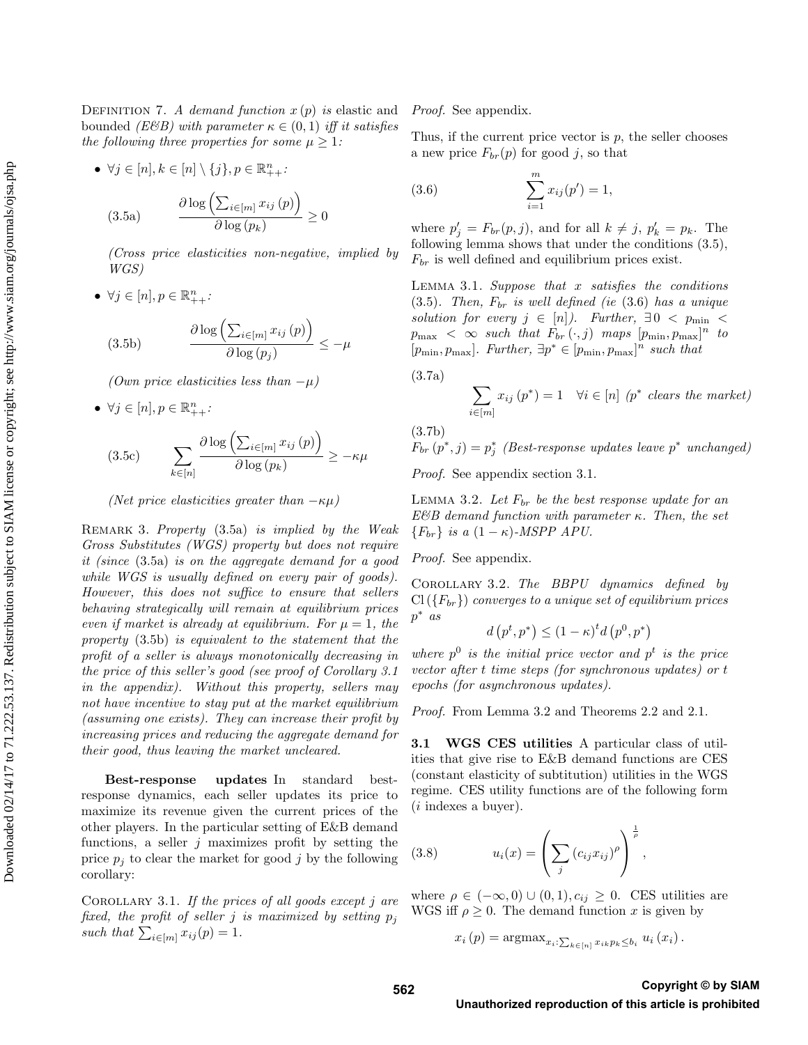DEFINITION 7. *A demand function $x(p)$ is* elastic and bounded *(E&B) with parameter $\kappa \in (0,1)$ iff it satisfies the following three properties for some $\mu \geq 1$:*

- $\forall j \in [n], k \in [n] \setminus \{j\}, p \in \mathbb{R}^n_{++}$:

$$\frac{\partial \log \left(\sum_{i \in [m]} x_{ij}(p)\right)}{\partial \log(p_k)} \geq 0 \tag{3.5a}$$

*(Cross price elasticities non-negative, implied by WGS)*

- $\forall j \in [n], p \in \mathbb{R}^n_{++}$:

$$\frac{\partial \log \left(\sum_{i \in [m]} x_{ij}(p)\right)}{\partial \log(p_j)} \leq -\mu \tag{3.5b}$$

*(Own price elasticities less than $-\mu$)*

- $\forall j \in [n], p \in \mathbb{R}^n_{++}$:

$$\sum_{k \in [n]} \frac{\partial \log \left(\sum_{i \in [m]} x_{ij}(p)\right)}{\partial \log(p_k)} \geq -\kappa\mu \tag{3.5c}$$

*(Net price elasticities greater than $-\kappa\mu$)*

REMARK 3. *Property* (3.5a) *is implied by the Weak Gross Substitutes (WGS) property but does not require it (since* (3.5a) *is on the aggregate demand for a good while WGS is usually defined on every pair of goods). However, this does not suffice to ensure that sellers behaving strategically will remain at equilibrium prices even if market is already at equilibrium. For $\mu = 1$, the property* (3.5b) *is equivalent to the statement that the profit of a seller is always monotonically decreasing in the price of this seller's good (see proof of Corollary 3.1 in the appendix). Without this property, sellers may not have incentive to stay put at the market equilibrium (assuming one exists). They can increase their profit by increasing prices and reducing the aggregate demand for their good, thus leaving the market uncleared.*

**Best-response updates** In standard best-response dynamics, each seller updates its price to maximize its revenue given the current prices of the other players. In the particular setting of E&B demand functions, a seller $j$ maximizes profit by setting the price $p_j$ to clear the market for good $j$ by the following corollary:

COROLLARY 3.1. *If the prices of all goods except $j$ are fixed, the profit of seller $j$ is maximized by setting $p_j$ such that $\sum_{i \in [m]} x_{ij}(p) = 1$.*

*Proof.* See appendix.

Thus, if the current price vector is $p$, the seller chooses a new price $F_{br}(p)$ for good $j$, so that

$$\sum_{i=1}^{m} x_{ij}(p') = 1, \tag{3.6}$$

where $p'_j = F_{br}(p, j)$, and for all $k \neq j$, $p'_k = p_k$. The following lemma shows that under the conditions (3.5), $F_{br}$ is well defined and equilibrium prices exist.

LEMMA 3.1. *Suppose that $x$ satisfies the conditions* (3.5)*. Then, $F_{br}$ is well defined (ie* (3.6) *has a unique solution for every $j \in [n]$). Further, $\exists\, 0 < p_{\min} < p_{\max} < \infty$ such that $F_{br}(\cdot, j)$ maps $[p_{\min}, p_{\max}]^n$ to $[p_{\min}, p_{\max}]$. Further, $\exists p^* \in [p_{\min}, p_{\max}]^n$ such that*

$$\sum_{i \in [m]} x_{ij}(p^*) = 1 \quad \forall i \in [n] \text{ ($p^*$ clears the market)} \tag{3.7a}$$

$$F_{br}(p^*, j) = p^*_j \text{ (Best-response updates leave $p^*$ unchanged)} \tag{3.7b}$$

*Proof.* See appendix section 3.1.

LEMMA 3.2. *Let $F_{br}$ be the best response update for an E&B demand function with parameter $\kappa$. Then, the set $\{F_{br}\}$ is a $(1-\kappa)$-MSPP APU.*

*Proof.* See appendix.

COROLLARY 3.2. *The BBPU dynamics defined by $\mathrm{Cl}(\{F_{br}\})$ converges to a unique set of equilibrium prices $p^*$ as*

$$d(p^t, p^*) \leq (1-\kappa)^t d(p^0, p^*)$$

*where $p^0$ is the initial price vector and $p^t$ is the price vector after $t$ time steps (for synchronous updates) or $t$ epochs (for asynchronous updates).*

*Proof.* From Lemma 3.2 and Theorems 2.2 and 2.1.

### 3.1 WGS CES utilities

A particular class of utilities that give rise to E&B demand functions are CES (constant elasticity of subtitution) utilities in the WGS regime. CES utility functions are of the following form ($i$ indexes a buyer).

$$u_i(x) = \left(\sum_j (c_{ij} x_{ij})^\rho\right)^{\frac{1}{\rho}}, \tag{3.8}$$

where $\rho \in (-\infty, 0) \cup (0, 1), c_{ij} \geq 0$. CES utilities are WGS iff $\rho \geq 0$. The demand function $x$ is given by

$$x_i(p) = \mathrm{argmax}_{x_i: \sum_{k \in [n]} x_{ik} p_k \leq b_i}\; u_i(x_i).$$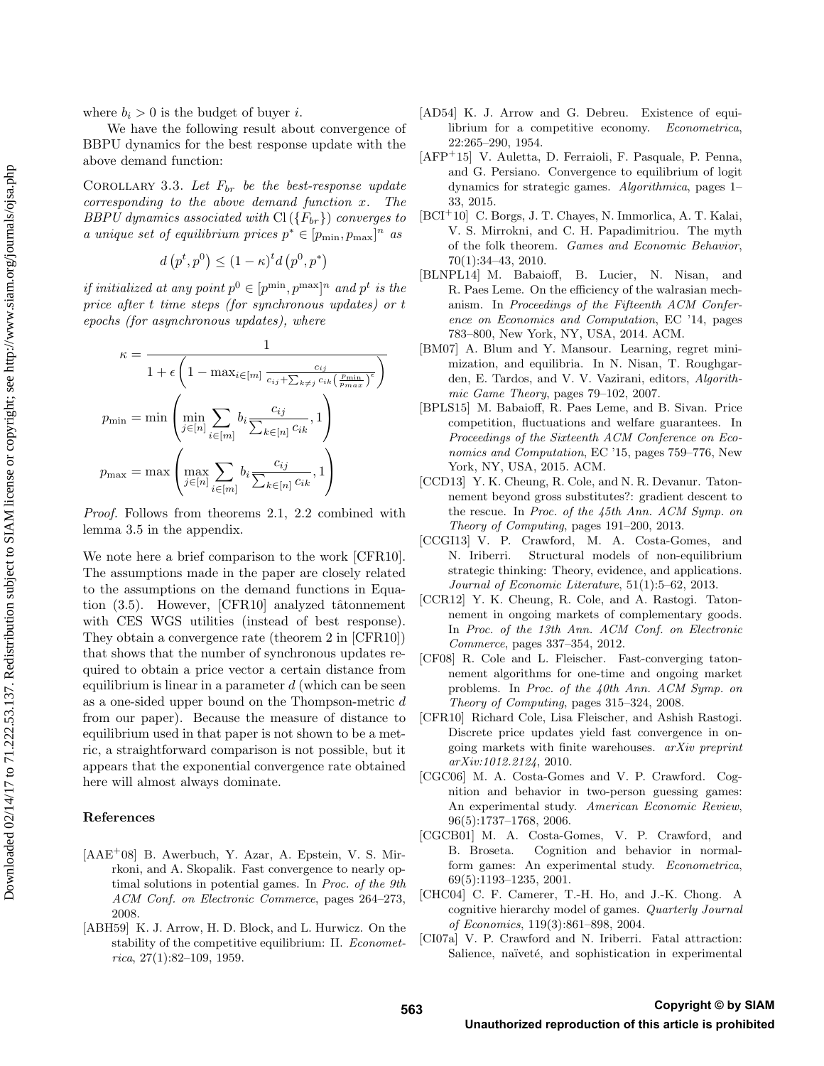where $b_i > 0$ is the budget of buyer $i$.

We have the following result about convergence of BBPU dynamics for the best response update with the above demand function:

Corollary 3.3. *Let $F_{br}$ be the best-response update corresponding to the above demand function $x$. The BBPU dynamics associated with $\mathrm{Cl}(\{F_{br}\})$ converges to a unique set of equilibrium prices $p^* \in [p_{\min}, p_{\max}]^n$ as*

$$d\left(p^t, p^0\right) \leq (1-\kappa)^t d\left(p^0, p^*\right)$$

*if initialized at any point $p^0 \in [p^{\min}, p^{\max}]^n$ and $p^t$ is the price after $t$ time steps (for synchronous updates) or $t$ epochs (for asynchronous updates), where*

$$\kappa = \frac{1}{1 + \epsilon\left(1 - \max_{i \in [m]} \frac{c_{ij}}{c_{ij} + \sum_{k \neq j} c_{ik} \left(\frac{p_{\min}}{p_{max}}\right)^{\epsilon}}\right)}$$

$$p_{\min} = \min\left(\min_{j \in [n]} \sum_{i \in [m]} b_i \frac{c_{ij}}{\sum_{k \in [n]} c_{ik}}, 1\right)$$

$$p_{\max} = \max\left(\max_{j \in [n]} \sum_{i \in [m]} b_i \frac{c_{ij}}{\sum_{k \in [n]} c_{ik}}, 1\right)$$

*Proof.* Follows from theorems 2.1, 2.2 combined with lemma 3.5 in the appendix.

We note here a brief comparison to the work [CFR10]. The assumptions made in the paper are closely related to the assumptions on the demand functions in Equation (3.5). However, [CFR10] analyzed tâtonnement with CES WGS utilities (instead of best response). They obtain a convergence rate (theorem 2 in [CFR10]) that shows that the number of synchronous updates required to obtain a price vector a certain distance from equilibrium is linear in a parameter $d$ (which can be seen as a one-sided upper bound on the Thompson-metric $d$ from our paper). Because the measure of distance to equilibrium used in that paper is not shown to be a metric, a straightforward comparison is not possible, but it appears that the exponential convergence rate obtained here will almost always dominate.

### References

[AAE+08] B. Awerbuch, Y. Azar, A. Epstein, V. S. Mirrkoni, and A. Skopalik. Fast convergence to nearly optimal solutions in potential games. In *Proc. of the 9th ACM Conf. on Electronic Commerce*, pages 264–273, 2008.

[ABH59] K. J. Arrow, H. D. Block, and L. Hurwicz. On the stability of the competitive equilibrium: II. *Econometrica*, 27(1):82–109, 1959.

[AD54] K. J. Arrow and G. Debreu. Existence of equilibrium for a competitive economy. *Econometrica*, 22:265–290, 1954.

[AFP+15] V. Auletta, D. Ferraioli, F. Pasquale, P. Penna, and G. Persiano. Convergence to equilibrium of logit dynamics for strategic games. *Algorithmica*, pages 1–33, 2015.

[BCI+10] C. Borgs, J. T. Chayes, N. Immorlica, A. T. Kalai, V. S. Mirrokni, and C. H. Papadimitriou. The myth of the folk theorem. *Games and Economic Behavior*, 70(1):34–43, 2010.

[BLNPL14] M. Babaioff, B. Lucier, N. Nisan, and R. Paes Leme. On the efficiency of the walrasian mechanism. In *Proceedings of the Fifteenth ACM Conference on Economics and Computation*, EC '14, pages 783–800, New York, NY, USA, 2014. ACM.

[BM07] A. Blum and Y. Mansour. Learning, regret minimization, and equilibria. In N. Nisan, T. Roughgarden, E. Tardos, and V. V. Vazirani, editors, *Algorithmic Game Theory*, pages 79–102, 2007.

[BPLS15] M. Babaioff, R. Paes Leme, and B. Sivan. Price competition, fluctuations and welfare guarantees. In *Proceedings of the Sixteenth ACM Conference on Economics and Computation*, EC '15, pages 759–776, New York, NY, USA, 2015. ACM.

[CCD13] Y. K. Cheung, R. Cole, and N. R. Devanur. Tatonnement beyond gross substitutes?: gradient descent to the rescue. In *Proc. of the 45th Ann. ACM Symp. on Theory of Computing*, pages 191–200, 2013.

[CCGI13] V. P. Crawford, M. A. Costa-Gomes, and N. Iriberri. Structural models of non-equilibrium strategic thinking: Theory, evidence, and applications. *Journal of Economic Literature*, 51(1):5–62, 2013.

[CCR12] Y. K. Cheung, R. Cole, and A. Rastogi. Tatonnement in ongoing markets of complementary goods. In *Proc. of the 13th Ann. ACM Conf. on Electronic Commerce*, pages 337–354, 2012.

[CF08] R. Cole and L. Fleischer. Fast-converging tatonnement algorithms for one-time and ongoing market problems. In *Proc. of the 40th Ann. ACM Symp. on Theory of Computing*, pages 315–324, 2008.

[CFR10] Richard Cole, Lisa Fleischer, and Ashish Rastogi. Discrete price updates yield fast convergence in ongoing markets with finite warehouses. *arXiv preprint arXiv:1012.2124*, 2010.

[CGC06] M. A. Costa-Gomes and V. P. Crawford. Cognition and behavior in two-person guessing games: An experimental study. *American Economic Review*, 96(5):1737–1768, 2006.

[CGCB01] M. A. Costa-Gomes, V. P. Crawford, and B. Broseta. Cognition and behavior in normal-form games: An experimental study. *Econometrica*, 69(5):1193–1235, 2001.

[CHC04] C. F. Camerer, T.-H. Ho, and J.-K. Chong. A cognitive hierarchy model of games. *Quarterly Journal of Economics*, 119(3):861–898, 2004.

[CI07a] V. P. Crawford and N. Iriberri. Fatal attraction: Salience, naïveté, and sophistication in experimental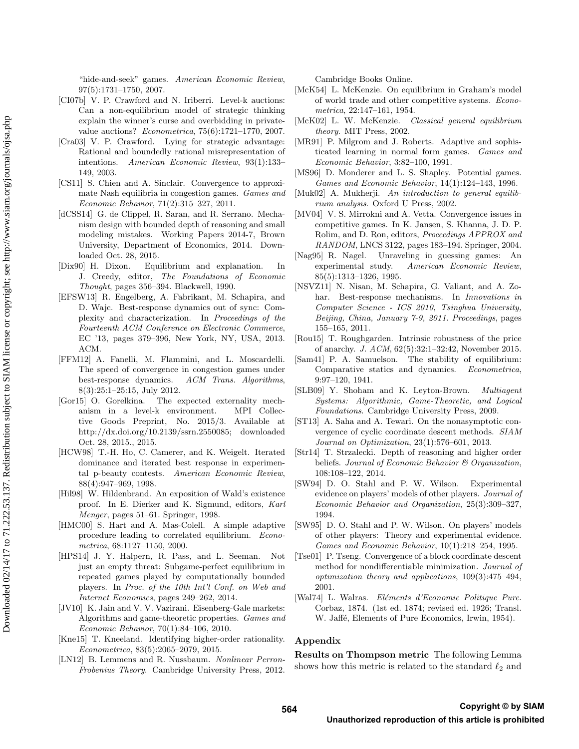"hide-and-seek" games. *American Economic Review*, 97(5):1731–1750, 2007.

[CI07b] V. P. Crawford and N. Iriberri. Level-k auctions: Can a non-equilibrium model of strategic thinking explain the winner's curse and overbidding in private-value auctions? *Econometrica*, 75(6):1721–1770, 2007.

[Cra03] V. P. Crawford. Lying for strategic advantage: Rational and boundedly rational misrepresentation of intentions. *American Economic Review*, 93(1):133–149, 2003.

[CS11] S. Chien and A. Sinclair. Convergence to approximate Nash equilibria in congestion games. *Games and Economic Behavior*, 71(2):315–327, 2011.

[dCSS14] G. de Clippel, R. Saran, and R. Serrano. Mechanism design with bounded depth of reasoning and small modeling mistakes. Working Papers 2014-7, Brown University, Department of Economics, 2014. Downloaded Oct. 28, 2015.

[Dix90] H. Dixon. Equilibrium and explanation. In J. Creedy, editor, *The Foundations of Economic Thought*, pages 356–394. Blackwell, 1990.

[EFSW13] R. Engelberg, A. Fabrikant, M. Schapira, and D. Wajc. Best-response dynamics out of sync: Complexity and characterization. In *Proceedings of the Fourteenth ACM Conference on Electronic Commerce*, EC '13, pages 379–396, New York, NY, USA, 2013. ACM.

[FFM12] A. Fanelli, M. Flammini, and L. Moscardelli. The speed of convergence in congestion games under best-response dynamics. *ACM Trans. Algorithms*, 8(3):25:1–25:15, July 2012.

[Gor15] O. Gorelkina. The expected externality mechanism in a level-k environment. MPI Collective Goods Preprint, No. 2015/3. Available at http://dx.doi.org/10.2139/ssrn.2550085; downloaded Oct. 28, 2015., 2015.

[HCW98] T.-H. Ho, C. Camerer, and K. Weigelt. Iterated dominance and iterated best response in experimental p-beauty contests. *American Economic Review*, 88(4):947–969, 1998.

[Hil98] W. Hildenbrand. An exposition of Wald's existence proof. In E. Dierker and K. Sigmund, editors, *Karl Menger*, pages 51–61. Springer, 1998.

[HMC00] S. Hart and A. Mas-Colell. A simple adaptive procedure leading to correlated equilibrium. *Econometrica*, 68:1127–1150, 2000.

[HPS14] J. Y. Halpern, R. Pass, and L. Seeman. Not just an empty threat: Subgame-perfect equilibrium in repeated games played by computationally bounded players. In *Proc. of the 10th Int'l Conf. on Web and Internet Economics*, pages 249–262, 2014.

[JV10] K. Jain and V. V. Vazirani. Eisenberg-Gale markets: Algorithms and game-theoretic properties. *Games and Economic Behavior*, 70(1):84–106, 2010.

[Kne15] T. Kneeland. Identifying higher-order rationality. *Econometrica*, 83(5):2065–2079, 2015.

[LN12] B. Lemmens and R. Nussbaum. *Nonlinear Perron-Frobenius Theory*. Cambridge University Press, 2012. Cambridge Books Online.

[McK54] L. McKenzie. On equilibrium in Graham's model of world trade and other competitive systems. *Econometrica*, 22:147–161, 1954.

[McK02] L. W. McKenzie. *Classical general equilibrium theory*. MIT Press, 2002.

[MR91] P. Milgrom and J. Roberts. Adaptive and sophisticated learning in normal form games. *Games and Economic Behavior*, 3:82–100, 1991.

[MS96] D. Monderer and L. S. Shapley. Potential games. *Games and Economic Behavior*, 14(1):124–143, 1996.

[Muk02] A. Mukherji. *An introduction to general equilibrium analysis*. Oxford U Press, 2002.

[MV04] V. S. Mirrokni and A. Vetta. Convergence issues in competitive games. In K. Jansen, S. Khanna, J. D. P. Rolim, and D. Ron, editors, *Proceedings APPROX and RANDOM*, LNCS 3122, pages 183–194. Springer, 2004.

[Nag95] R. Nagel. Unraveling in guessing games: An experimental study. *American Economic Review*, 85(5):1313–1326, 1995.

[NSVZ11] N. Nisan, M. Schapira, G. Valiant, and A. Zohar. Best-response mechanisms. In *Innovations in Computer Science - ICS 2010, Tsinghua University, Beijing, China, January 7-9, 2011. Proceedings*, pages 155–165, 2011.

[Rou15] T. Roughgarden. Intrinsic robustness of the price of anarchy. *J. ACM*, 62(5):32:1–32:42, November 2015.

[Sam41] P. A. Samuelson. The stability of equilibrium: Comparative statics and dynamics. *Econometrica*, 9:97–120, 1941.

[SLB09] Y. Shoham and K. Leyton-Brown. *Multiagent Systems: Algorithmic, Game-Theoretic, and Logical Foundations*. Cambridge University Press, 2009.

[ST13] A. Saha and A. Tewari. On the nonasymptotic convergence of cyclic coordinate descent methods. *SIAM Journal on Optimization*, 23(1):576–601, 2013.

[Str14] T. Strzalecki. Depth of reasoning and higher order beliefs. *Journal of Economic Behavior & Organization*, 108:108–122, 2014.

[SW94] D. O. Stahl and P. W. Wilson. Experimental evidence on players' models of other players. *Journal of Economic Behavior and Organization*, 25(3):309–327, 1994.

[SW95] D. O. Stahl and P. W. Wilson. On players' models of other players: Theory and experimental evidence. *Games and Economic Behavior*, 10(1):218–254, 1995.

[Tse01] P. Tseng. Convergence of a block coordinate descent method for nondifferentiable minimization. *Journal of optimization theory and applications*, 109(3):475–494, 2001.

[Wal74] L. Walras. *Eléments d'Economie Politique Pure.* Corbaz, 1874. (1st ed. 1874; revised ed. 1926; Transl. W. Jaffé, Elements of Pure Economics, Irwin, 1954).

## Appendix

**Results on Thompson metric** The following Lemma shows how this metric is related to the standard $\ell_2$ and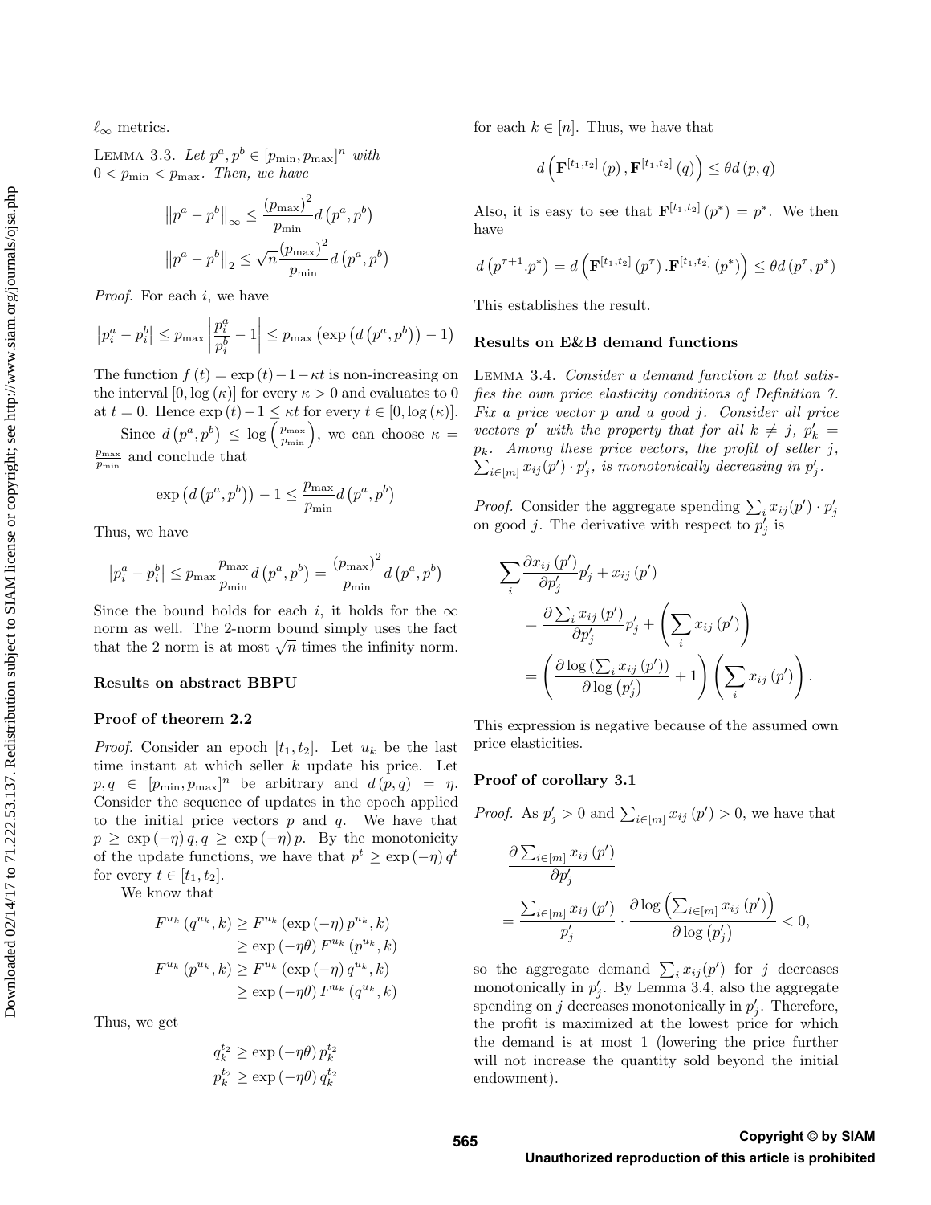$\ell_\infty$ metrics.

Lemma 3.3. *Let $p^a, p^b \in [p_{\min}, p_{\max}]^n$ with $0 < p_{\min} < p_{\max}$. Then, we have*

$$\left\|p^a - p^b\right\|_\infty \leq \frac{(p_{\max})^2}{p_{\min}} d\left(p^a, p^b\right)$$

$$\left\|p^a - p^b\right\|_2 \leq \sqrt{n}\frac{(p_{\max})^2}{p_{\min}} d\left(p^a, p^b\right)$$

*Proof.* For each $i$, we have

$$\left|p_i^a - p_i^b\right| \leq p_{\max}\left|\frac{p_i^a}{p_i^b} - 1\right| \leq p_{\max}\left(\exp\left(d\left(p^a, p^b\right)\right) - 1\right)$$

The function $f(t) = \exp(t) - 1 - \kappa t$ is non-increasing on the interval $[0, \log(\kappa)]$ for every $\kappa > 0$ and evaluates to 0 at $t = 0$. Hence $\exp(t) - 1 \leq \kappa t$ for every $t \in [0, \log(\kappa)]$.

Since $d\left(p^a, p^b\right) \leq \log\left(\frac{p_{\max}}{p_{\min}}\right)$, we can choose $\kappa = \frac{p_{\max}}{p_{\min}}$ and conclude that

$$\exp\left(d\left(p^a, p^b\right)\right) - 1 \leq \frac{p_{\max}}{p_{\min}} d\left(p^a, p^b\right)$$

Thus, we have

$$\left|p_i^a - p_i^b\right| \leq p_{\max}\frac{p_{\max}}{p_{\min}} d\left(p^a, p^b\right) = \frac{(p_{\max})^2}{p_{\min}} d\left(p^a, p^b\right)$$

Since the bound holds for each $i$, it holds for the $\infty$ norm as well. The 2-norm bound simply uses the fact that the 2 norm is at most $\sqrt{n}$ times the infinity norm.

**Results on abstract BBPU**

**Proof of theorem 2.2**

*Proof.* Consider an epoch $[t_1, t_2]$. Let $u_k$ be the last time instant at which seller $k$ update his price. Let $p, q \in [p_{\min}, p_{\max}]^n$ be arbitrary and $d(p, q) = \eta$. Consider the sequence of updates in the epoch applied to the initial price vectors $p$ and $q$. We have that $p \geq \exp(-\eta) q, q \geq \exp(-\eta) p$. By the monotonicity of the update functions, we have that $p^t \geq \exp(-\eta) q^t$ for every $t \in [t_1, t_2]$.

We know that

$$\begin{aligned}
F^{u_k}\left(q^{u_k}, k\right) &\geq F^{u_k}\left(\exp(-\eta) p^{u_k}, k\right) \\
&\geq \exp(-\eta\theta) F^{u_k}\left(p^{u_k}, k\right) \\
F^{u_k}\left(p^{u_k}, k\right) &\geq F^{u_k}\left(\exp(-\eta) q^{u_k}, k\right) \\
&\geq \exp(-\eta\theta) F^{u_k}\left(q^{u_k}, k\right)
\end{aligned}$$

Thus, we get

$$q_k^{t_2} \geq \exp(-\eta\theta) p_k^{t_2}$$
$$p_k^{t_2} \geq \exp(-\eta\theta) q_k^{t_2}$$

for each $k \in [n]$. Thus, we have that

$$d\left(\mathbf{F}^{[t_1, t_2]}(p), \mathbf{F}^{[t_1, t_2]}(q)\right) \leq \theta d(p, q)$$

Also, it is easy to see that $\mathbf{F}^{[t_1, t_2]}(p^*) = p^*$. We then have

$$d\left(p^{\tau+1}.p^*\right) = d\left(\mathbf{F}^{[t_1, t_2]}\left(p^\tau\right).\mathbf{F}^{[t_1, t_2]}\left(p^*\right)\right) \leq \theta d\left(p^\tau, p^*\right)$$

This establishes the result.

**Results on E&B demand functions**

Lemma 3.4. *Consider a demand function $x$ that satisfies the own price elasticity conditions of Definition 7. Fix a price vector $p$ and a good $j$. Consider all price vectors $p'$ with the property that for all $k \neq j$, $p'_k = p_k$. Among these price vectors, the profit of seller $j$, $\sum_{i\in[m]} x_{ij}(p') \cdot p'_j$, is monotonically decreasing in $p'_j$.*

*Proof.* Consider the aggregate spending $\sum_i x_{ij}(p') \cdot p'_j$ on good $j$. The derivative with respect to $p'_j$ is

$$\begin{aligned}
&\sum_i \frac{\partial x_{ij}(p')}{\partial p'_j} p'_j + x_{ij}(p') \\
&\quad= \frac{\partial \sum_i x_{ij}(p')}{\partial p'_j} p'_j + \left(\sum_i x_{ij}(p')\right) \\
&\quad= \left(\frac{\partial \log\left(\sum_i x_{ij}(p')\right)}{\partial \log\left(p'_j\right)} + 1\right)\left(\sum_i x_{ij}(p')\right).
\end{aligned}$$

This expression is negative because of the assumed own price elasticities.

**Proof of corollary 3.1**

*Proof.* As $p'_j > 0$ and $\sum_{i\in[m]} x_{ij}(p') > 0$, we have that

$$\begin{aligned}
&\frac{\partial \sum_{i\in[m]} x_{ij}(p')}{\partial p'_j} \\
&\quad= \frac{\sum_{i\in[m]} x_{ij}(p')}{p'_j} \cdot \frac{\partial \log\left(\sum_{i\in[m]} x_{ij}(p')\right)}{\partial \log\left(p'_j\right)} < 0,
\end{aligned}$$

so the aggregate demand $\sum_i x_{ij}(p')$ for $j$ decreases monotonically in $p'_j$. By Lemma 3.4, also the aggregate spending on $j$ decreases monotonically in $p'_j$. Therefore, the profit is maximized at the lowest price for which the demand is at most 1 (lowering the price further will not increase the quantity sold beyond the initial endowment).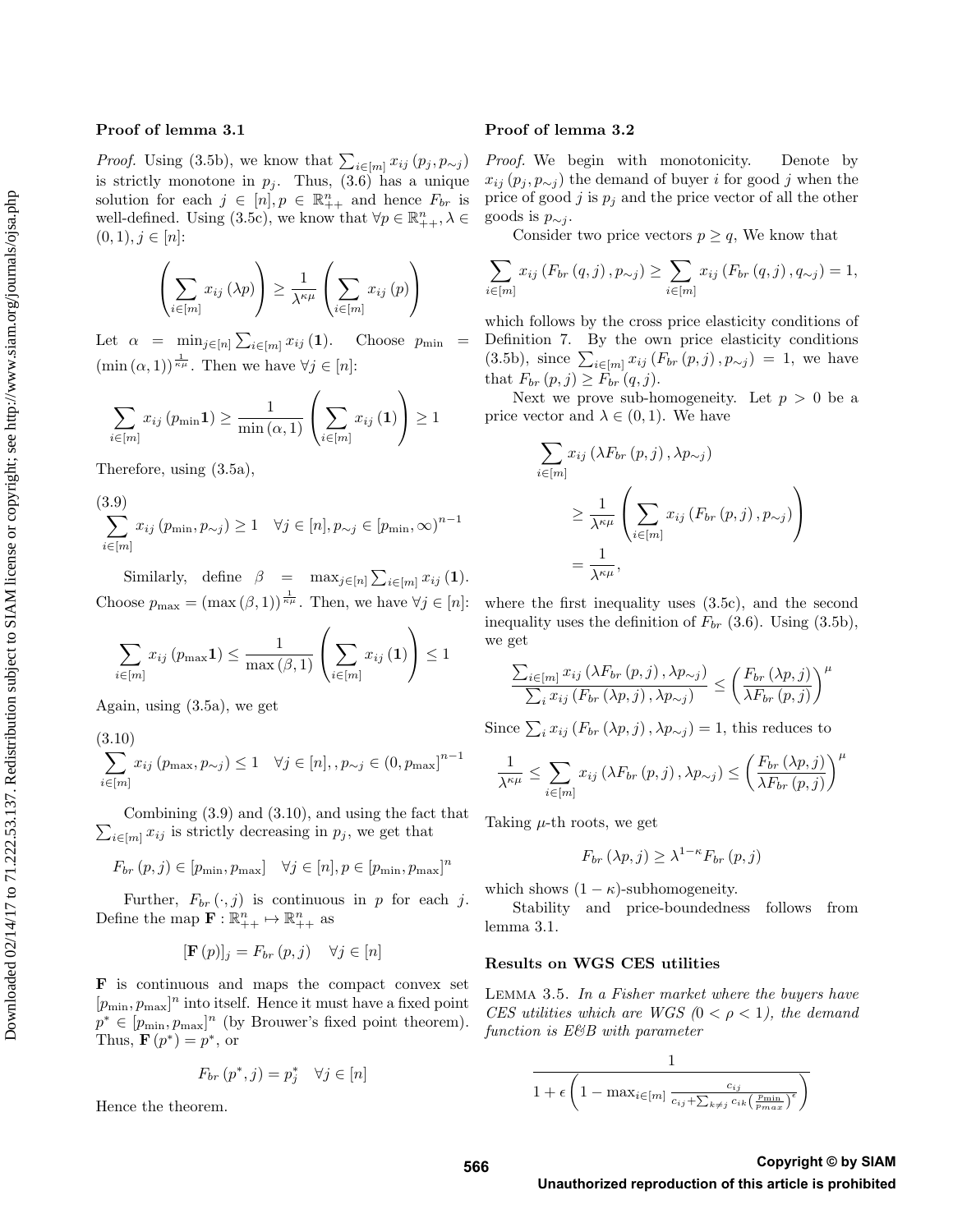### Proof of lemma 3.1

*Proof.* Using (3.5b), we know that $\sum_{i\in[m]} x_{ij}(p_j, p_{\sim j})$ is strictly monotone in $p_j$. Thus, (3.6) has a unique solution for each $j \in [n], p \in \mathbb{R}^n_{++}$ and hence $F_{br}$ is well-defined. Using (3.5c), we know that $\forall p \in \mathbb{R}^n_{++}, \lambda \in (0,1), j \in [n]$:

$$\left(\sum_{i\in[m]} x_{ij}(\lambda p)\right) \geq \frac{1}{\lambda^{\kappa\mu}}\left(\sum_{i\in[m]} x_{ij}(p)\right)$$

Let $\alpha = \min_{j\in[n]} \sum_{i\in[m]} x_{ij}(\mathbf{1})$. Choose $p_{\min} = (\min(\alpha, 1))^{\frac{1}{\kappa\mu}}$. Then we have $\forall j \in [n]$:

$$\sum_{i\in[m]} x_{ij}(p_{\min}\mathbf{1}) \geq \frac{1}{\min(\alpha,1)}\left(\sum_{i\in[m]} x_{ij}(\mathbf{1})\right) \geq 1$$

Therefore, using (3.5a),

$$\sum_{i\in[m]} x_{ij}(p_{\min}, p_{\sim j}) \geq 1 \quad \forall j \in [n], p_{\sim j} \in [p_{\min}, \infty)^{n-1} \tag{3.9}$$

Similarly, define $\beta = \max_{j\in[n]} \sum_{i\in[m]} x_{ij}(\mathbf{1})$. Choose $p_{\max} = (\max(\beta, 1))^{\frac{1}{\kappa\mu}}$. Then, we have $\forall j \in [n]$:

$$\sum_{i\in[m]} x_{ij}(p_{\max}\mathbf{1}) \leq \frac{1}{\max(\beta,1)}\left(\sum_{i\in[m]} x_{ij}(\mathbf{1})\right) \leq 1$$

Again, using (3.5a), we get

$$\sum_{i\in[m]} x_{ij}(p_{\max}, p_{\sim j}) \leq 1 \quad \forall j \in [n], , p_{\sim j} \in (0, p_{\max}]^{n-1} \tag{3.10}$$

Combining (3.9) and (3.10), and using the fact that $\sum_{i\in[m]} x_{ij}$ is strictly decreasing in $p_j$, we get that

$$F_{br}(p,j) \in [p_{\min}, p_{\max}] \quad \forall j \in [n], p \in [p_{\min}, p_{\max}]^n$$

Further, $F_{br}(\cdot, j)$ is continuous in $p$ for each $j$. Define the map $\mathbf{F} : \mathbb{R}^n_{++} \mapsto \mathbb{R}^n_{++}$ as

$$[\mathbf{F}(p)]_j = F_{br}(p,j) \quad \forall j \in [n]$$

$\mathbf{F}$ is continuous and maps the compact convex set $[p_{\min}, p_{\max}]^n$ into itself. Hence it must have a fixed point $p^* \in [p_{\min}, p_{\max}]^n$ (by Brouwer's fixed point theorem). Thus, $\mathbf{F}(p^*) = p^*$, or

$$F_{br}(p^*, j) = p^*_j \quad \forall j \in [n]$$

Hence the theorem.

### Proof of lemma 3.2

*Proof.* We begin with monotonicity. Denote by $x_{ij}(p_j, p_{\sim j})$ the demand of buyer $i$ for good $j$ when the price of good $j$ is $p_j$ and the price vector of all the other goods is $p_{\sim j}$.

Consider two price vectors $p \geq q$, We know that

$$\sum_{i\in[m]} x_{ij}(F_{br}(q,j), p_{\sim j}) \geq \sum_{i\in[m]} x_{ij}(F_{br}(q,j), q_{\sim j}) = 1,$$

which follows by the cross price elasticity conditions of Definition 7. By the own price elasticity conditions (3.5b), since $\sum_{i\in[m]} x_{ij}(F_{br}(p,j), p_{\sim j}) = 1$, we have that $F_{br}(p,j) \geq F_{br}(q,j)$.

Next we prove sub-homogeneity. Let $p > 0$ be a price vector and $\lambda \in (0,1)$. We have

$$\begin{aligned}
\sum_{i\in[m]} & x_{ij}(\lambda F_{br}(p,j), \lambda p_{\sim j}) \\
&\geq \frac{1}{\lambda^{\kappa\mu}}\left(\sum_{i\in[m]} x_{ij}(F_{br}(p,j), p_{\sim j})\right) \\
&= \frac{1}{\lambda^{\kappa\mu}},
\end{aligned}$$

where the first inequality uses (3.5c), and the second inequality uses the definition of $F_{br}$ (3.6). Using (3.5b), we get

$$\frac{\sum_{i\in[m]} x_{ij}(\lambda F_{br}(p,j), \lambda p_{\sim j})}{\sum_i x_{ij}(F_{br}(\lambda p, j), \lambda p_{\sim j})} \leq \left(\frac{F_{br}(\lambda p, j)}{\lambda F_{br}(p,j)}\right)^{\mu}$$

Since $\sum_i x_{ij}(F_{br}(\lambda p, j), \lambda p_{\sim j}) = 1$, this reduces to

$$\frac{1}{\lambda^{\kappa\mu}} \leq \sum_{i\in[m]} x_{ij}(\lambda F_{br}(p,j), \lambda p_{\sim j}) \leq \left(\frac{F_{br}(\lambda p, j)}{\lambda F_{br}(p,j)}\right)^{\mu}$$

Taking $\mu$-th roots, we get

$$F_{br}(\lambda p, j) \geq \lambda^{1-\kappa} F_{br}(p,j)$$

which shows $(1-\kappa)$-subhomogeneity.

Stability and price-boundedness follows from lemma 3.1.

### Results on WGS CES utilities

Lemma 3.5. *In a Fisher market where the buyers have CES utilities which are WGS ($0 < \rho < 1$), the demand function is E&B with parameter*

$$\frac{1}{1 + \epsilon\left(1 - \max_{i\in[m]} \frac{c_{ij}}{c_{ij} + \sum_{k\neq j} c_{ik}\left(\frac{p_{\min}}{p_{max}}\right)^{\epsilon}}\right)}$$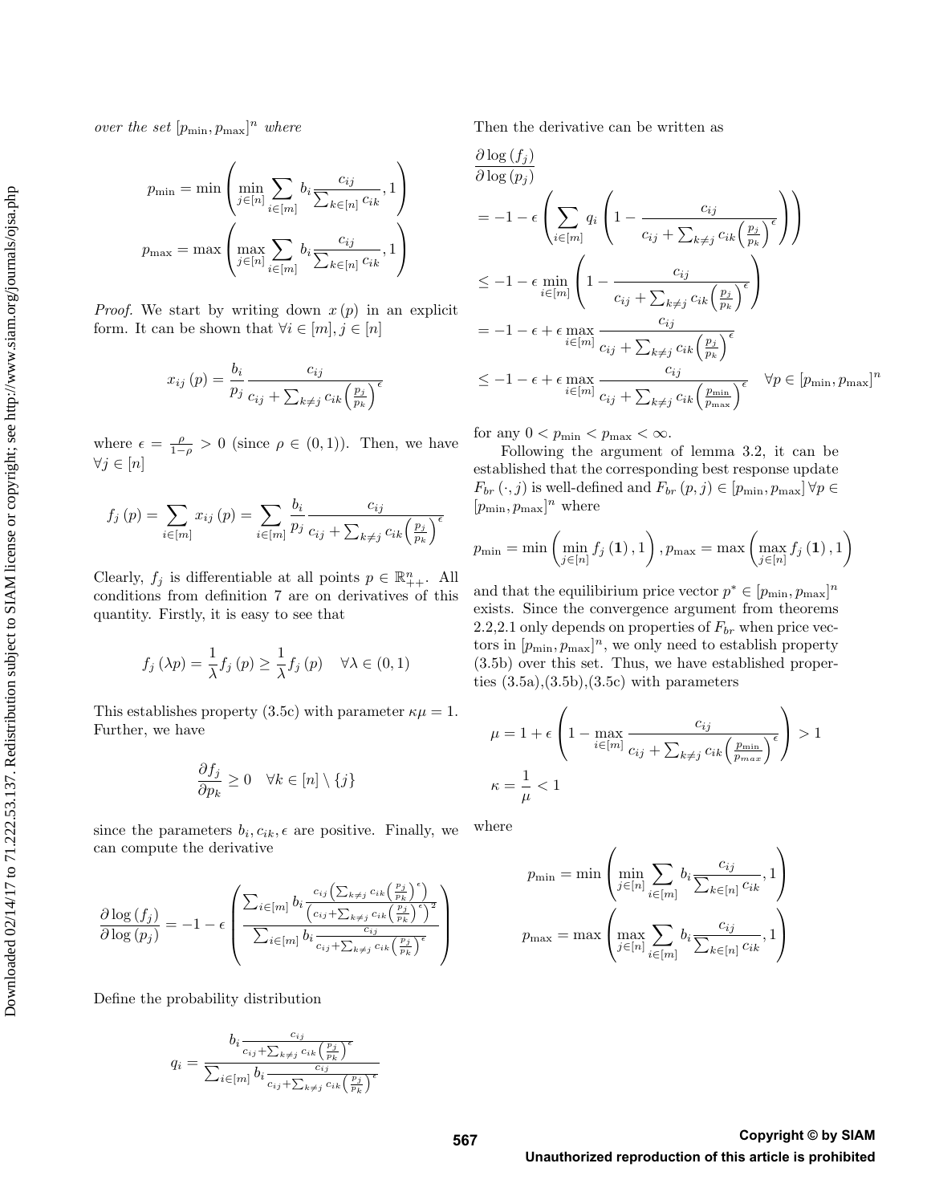*over the set* $[p_{\min}, p_{\max}]^n$ *where*

$$p_{\min} = \min\left(\min_{j\in[n]} \sum_{i\in[m]} b_i \frac{c_{ij}}{\sum_{k\in[n]} c_{ik}}, 1\right)$$

$$p_{\max} = \max\left(\max_{j\in[n]} \sum_{i\in[m]} b_i \frac{c_{ij}}{\sum_{k\in[n]} c_{ik}}, 1\right)$$

*Proof.* We start by writing down $x(p)$ in an explicit form. It can be shown that $\forall i \in [m], j \in [n]$

$$x_{ij}(p) = \frac{b_i}{p_j} \frac{c_{ij}}{c_{ij} + \sum_{k\neq j} c_{ik} \left(\frac{p_j}{p_k}\right)^{\epsilon}}$$

where $\epsilon = \frac{\rho}{1-\rho} > 0$ (since $\rho \in (0, 1)$). Then, we have $\forall j \in [n]$

$$f_j(p) = \sum_{i\in[m]} x_{ij}(p) = \sum_{i\in[m]} \frac{b_i}{p_j} \frac{c_{ij}}{c_{ij} + \sum_{k\neq j} c_{ik} \left(\frac{p_j}{p_k}\right)^{\epsilon}}$$

Clearly, $f_j$ is differentiable at all points $p \in \mathbb{R}^n_{++}$. All conditions from definition 7 are on derivatives of this quantity. Firstly, it is easy to see that

$$f_j(\lambda p) = \frac{1}{\lambda} f_j(p) \geq \frac{1}{\lambda} f_j(p) \quad \forall \lambda \in (0, 1)$$

This establishes property (3.5c) with parameter $\kappa\mu = 1$. Further, we have

$$\frac{\partial f_j}{\partial p_k} \geq 0 \quad \forall k \in [n] \setminus \{j\}$$

since the parameters $b_i, c_{ik}, \epsilon$ are positive. Finally, we can compute the derivative

$$\frac{\partial \log(f_j)}{\partial \log(p_j)} = -1 - \epsilon \left( \frac{\sum_{i\in[m]} b_i \frac{c_{ij}\left(\sum_{k\neq j} c_{ik}\left(\frac{p_j}{p_k}\right)^{\epsilon}\right)}{\left(c_{ij} + \sum_{k\neq j} c_{ik}\left(\frac{p_j}{p_k}\right)^{\epsilon}\right)^2}}{\sum_{i\in[m]} b_i \frac{c_{ij}}{c_{ij} + \sum_{k\neq j} c_{ik}\left(\frac{p_j}{p_k}\right)^{\epsilon}}} \right)$$

Define the probability distribution

$$q_i = \frac{b_i \frac{c_{ij}}{c_{ij} + \sum_{k\neq j} c_{ik}\left(\frac{p_j}{p_k}\right)^{\epsilon}}}{\sum_{i\in[m]} b_i \frac{c_{ij}}{c_{ij} + \sum_{k\neq j} c_{ik}\left(\frac{p_j}{p_k}\right)^{\epsilon}}}$$

Then the derivative can be written as

$$\begin{aligned}
&\frac{\partial \log(f_j)}{\partial \log(p_j)} \\
&= -1 - \epsilon \left( \sum_{i\in[m]} q_i \left(1 - \frac{c_{ij}}{c_{ij} + \sum_{k\neq j} c_{ik}\left(\frac{p_j}{p_k}\right)^{\epsilon}}\right)\right) \\
&\leq -1 - \epsilon \min_{i\in[m]} \left(1 - \frac{c_{ij}}{c_{ij} + \sum_{k\neq j} c_{ik}\left(\frac{p_j}{p_k}\right)^{\epsilon}}\right) \\
&= -1 - \epsilon + \epsilon \max_{i\in[m]} \frac{c_{ij}}{c_{ij} + \sum_{k\neq j} c_{ik}\left(\frac{p_j}{p_k}\right)^{\epsilon}} \\
&\leq -1 - \epsilon + \epsilon \max_{i\in[m]} \frac{c_{ij}}{c_{ij} + \sum_{k\neq j} c_{ik}\left(\frac{p_{\min}}{p_{\max}}\right)^{\epsilon}} \quad \forall p \in [p_{\min}, p_{\max}]^n
\end{aligned}$$

for any $0 < p_{\min} < p_{\max} < \infty$.

Following the argument of lemma 3.2, it can be established that the corresponding best response update $F_{br}(\cdot, j)$ is well-defined and $F_{br}(p, j) \in [p_{\min}, p_{\max}] \, \forall p \in [p_{\min}, p_{\max}]^n$ where

$$p_{\min} = \min\left(\min_{j\in[n]} f_j(\mathbf{1}), 1\right), p_{\max} = \max\left(\max_{j\in[n]} f_j(\mathbf{1}), 1\right)$$

and that the equilibirium price vector $p^* \in [p_{\min}, p_{\max}]^n$ exists. Since the convergence argument from theorems 2.2,2.1 only depends on properties of $F_{br}$ when price vectors in $[p_{\min}, p_{\max}]^n$, we only need to establish property (3.5b) over this set. Thus, we have established properties (3.5a),(3.5b),(3.5c) with parameters

$$\mu = 1 + \epsilon \left(1 - \max_{i\in[m]} \frac{c_{ij}}{c_{ij} + \sum_{k\neq j} c_{ik}\left(\frac{p_{\min}}{p_{max}}\right)^{\epsilon}}\right) > 1$$

$$\kappa = \frac{1}{\mu} < 1$$

where

$$p_{\min} = \min\left(\min_{j\in[n]} \sum_{i\in[m]} b_i \frac{c_{ij}}{\sum_{k\in[n]} c_{ik}}, 1\right)$$

$$p_{\max} = \max\left(\max_{j\in[n]} \sum_{i\in[m]} b_i \frac{c_{ij}}{\sum_{k\in[n]} c_{ik}}, 1\right)$$